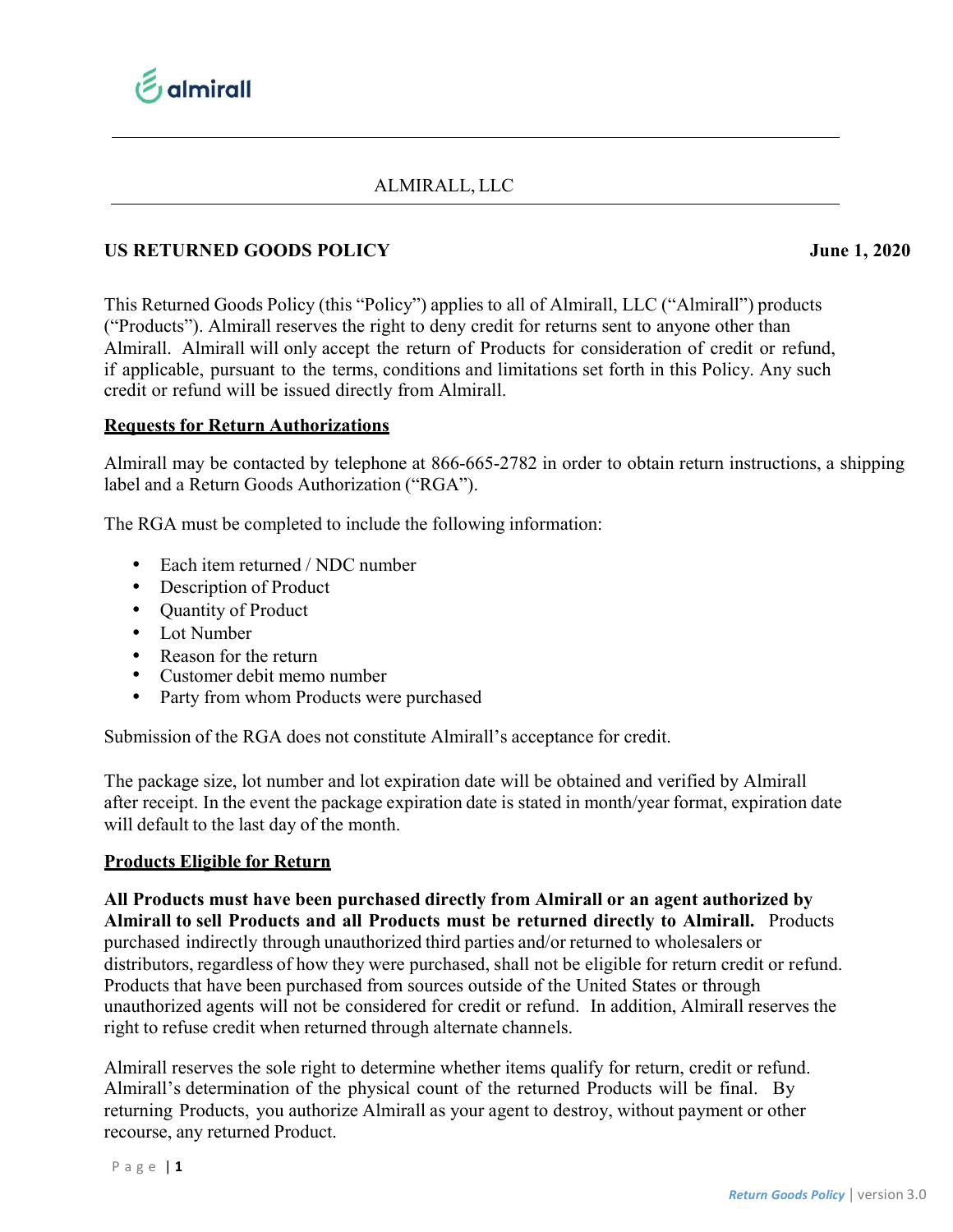ALMIRALL, LLC

## US RETURNED GOODS POLICY

**June 1, 2020**

This Returned Goods Policy (this "Policy") applies to all of Almirall, LLC ("Almirall") products ("Products"). Almirall reserves the right to deny credit for returns sent to anyone other than Almirall. Almirall will only accept the return of Products for consideration of credit or refund, if applicable, pursuant to the terms, conditions and limitations set forth in this Policy. Any such credit or refund will be issued directly from Almirall.

### Requests for Return Authorizations

Almirall may be contacted by telephone at 866-665-2782 in order to obtain return instructions, a shipping label and a Return Goods Authorization ("RGA").

The RGA must be completed to include the following information:

- Each item returned / NDC number
- Description of Product
- Quantity of Product
- Lot Number
- Reason for the return
- Customer debit memo number
- Party from whom Products were purchased

Submission of the RGA does not constitute Almirall's acceptance for credit.

The package size, lot number and lot expiration date will be obtained and verified by Almirall after receipt. In the event the package expiration date is stated in month/year format, expiration date will default to the last day of the month.

### Products Eligible for Return

**All Products must have been purchased directly from Almirall or an agent authorized by Almirall to sell Products and all Products must be returned directly to Almirall.** Products purchased indirectly through unauthorized third parties and/or returned to wholesalers or distributors, regardless of how they were purchased, shall not be eligible for return credit or refund. Products that have been purchased from sources outside of the United States or through unauthorized agents will not be considered for credit or refund. In addition, Almirall reserves the right to refuse credit when returned through alternate channels.

Almirall reserves the sole right to determine whether items qualify for return, credit or refund. Almirall's determination of the physical count of the returned Products will be final. By returning Products, you authorize Almirall as your agent to destroy, without payment or other recourse, any returned Product.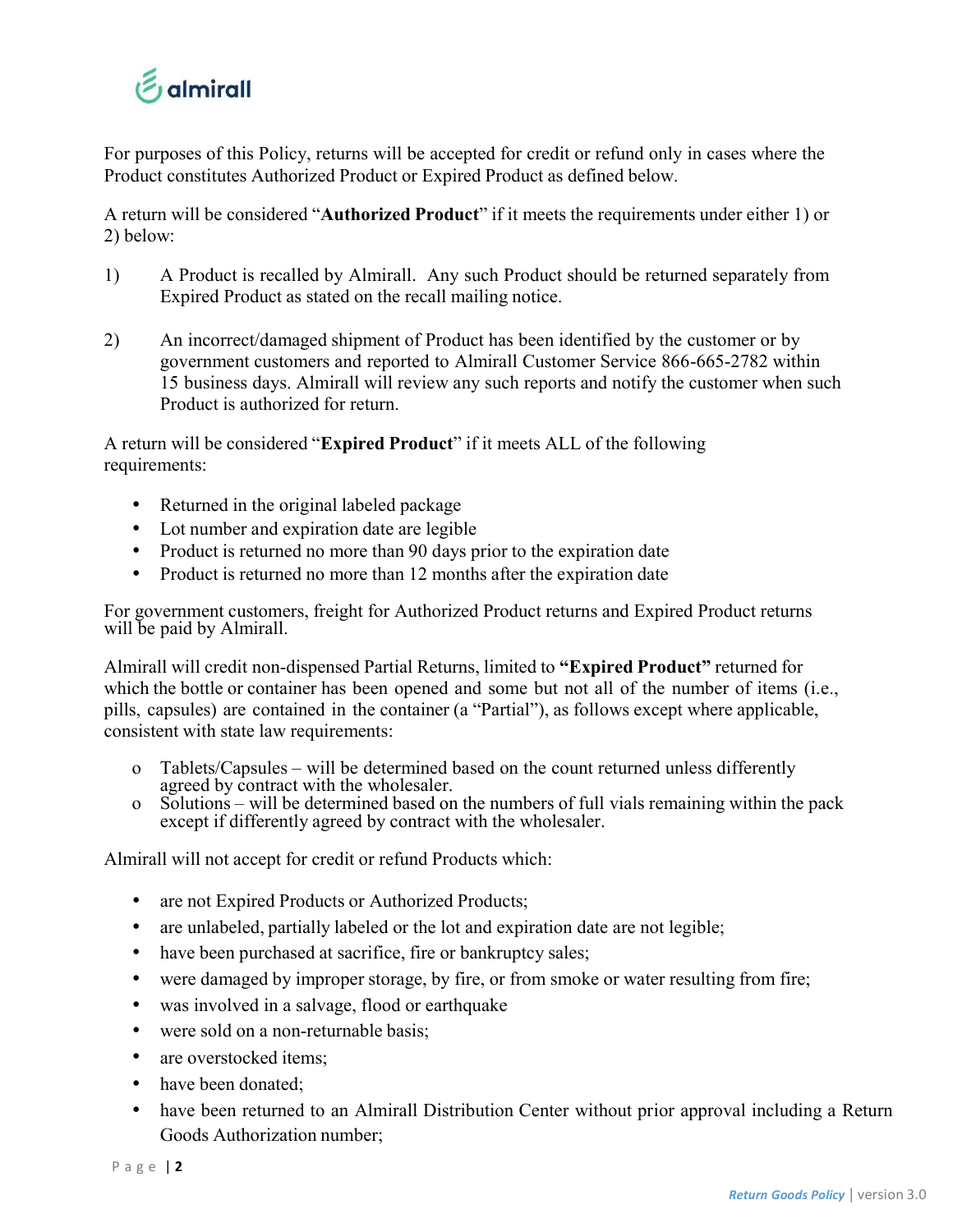For purposes of this Policy, returns will be accepted for credit or refund only in cases where the Product constitutes Authorized Product or Expired Product as defined below.

A return will be considered "**Authorized Product**" if it meets the requirements under either 1) or 2) below:

1) A Product is recalled by Almirall. Any such Product should be returned separately from Expired Product as stated on the recall mailing notice.

2) An incorrect/damaged shipment of Product has been identified by the customer or by government customers and reported to Almirall Customer Service 866-665-2782 within 15 business days. Almirall will review any such reports and notify the customer when such Product is authorized for return.

A return will be considered "**Expired Product**" if it meets ALL of the following requirements:

- Returned in the original labeled package
- Lot number and expiration date are legible
- Product is returned no more than 90 days prior to the expiration date
- Product is returned no more than 12 months after the expiration date

For government customers, freight for Authorized Product returns and Expired Product returns will be paid by Almirall.

Almirall will credit non-dispensed Partial Returns, limited to **"Expired Product"** returned for which the bottle or container has been opened and some but not all of the number of items (i.e., pills, capsules) are contained in the container (a "Partial"), as follows except where applicable, consistent with state law requirements:

- Tablets/Capsules – will be determined based on the count returned unless differently agreed by contract with the wholesaler.
- Solutions – will be determined based on the numbers of full vials remaining within the pack except if differently agreed by contract with the wholesaler.

Almirall will not accept for credit or refund Products which:

- are not Expired Products or Authorized Products;
- are unlabeled, partially labeled or the lot and expiration date are not legible;
- have been purchased at sacrifice, fire or bankruptcy sales;
- were damaged by improper storage, by fire, or from smoke or water resulting from fire;
- was involved in a salvage, flood or earthquake
- were sold on a non-returnable basis;
- are overstocked items;
- have been donated;
- have been returned to an Almirall Distribution Center without prior approval including a Return Goods Authorization number;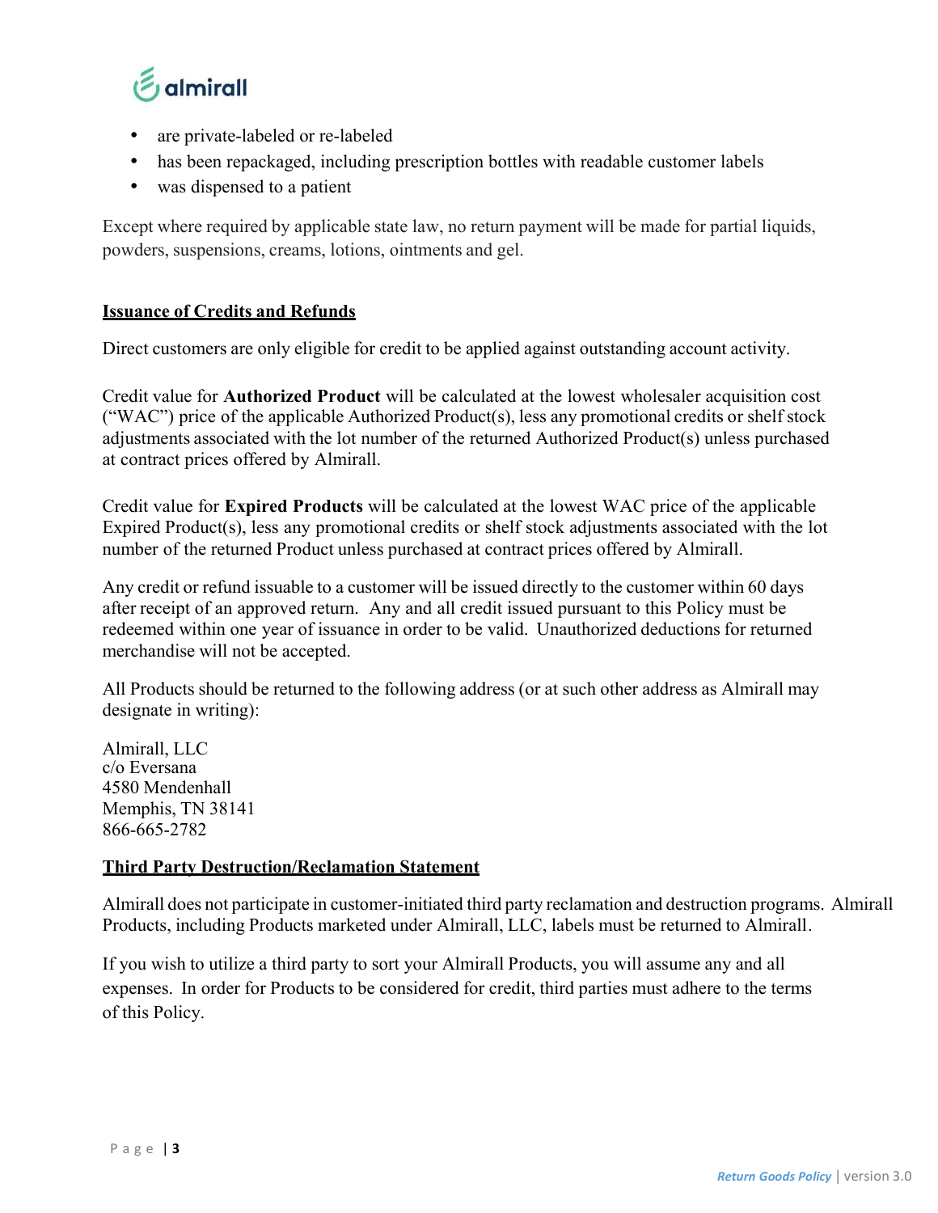- are private-labeled or re-labeled
- has been repackaged, including prescription bottles with readable customer labels
- was dispensed to a patient

Except where required by applicable state law, no return payment will be made for partial liquids, powders, suspensions, creams, lotions, ointments and gel.

## Issuance of Credits and Refunds

Direct customers are only eligible for credit to be applied against outstanding account activity.

Credit value for **Authorized Product** will be calculated at the lowest wholesaler acquisition cost ("WAC") price of the applicable Authorized Product(s), less any promotional credits or shelf stock adjustments associated with the lot number of the returned Authorized Product(s) unless purchased at contract prices offered by Almirall.

Credit value for **Expired Products** will be calculated at the lowest WAC price of the applicable Expired Product(s), less any promotional credits or shelf stock adjustments associated with the lot number of the returned Product unless purchased at contract prices offered by Almirall.

Any credit or refund issuable to a customer will be issued directly to the customer within 60 days after receipt of an approved return. Any and all credit issued pursuant to this Policy must be redeemed within one year of issuance in order to be valid. Unauthorized deductions for returned merchandise will not be accepted.

All Products should be returned to the following address (or at such other address as Almirall may designate in writing):

Almirall, LLC
c/o Eversana
4580 Mendenhall
Memphis, TN 38141
866-665-2782

## Third Party Destruction/Reclamation Statement

Almirall does not participate in customer-initiated third party reclamation and destruction programs. Almirall Products, including Products marketed under Almirall, LLC, labels must be returned to Almirall.

If you wish to utilize a third party to sort your Almirall Products, you will assume any and all expenses. In order for Products to be considered for credit, third parties must adhere to the terms of this Policy.